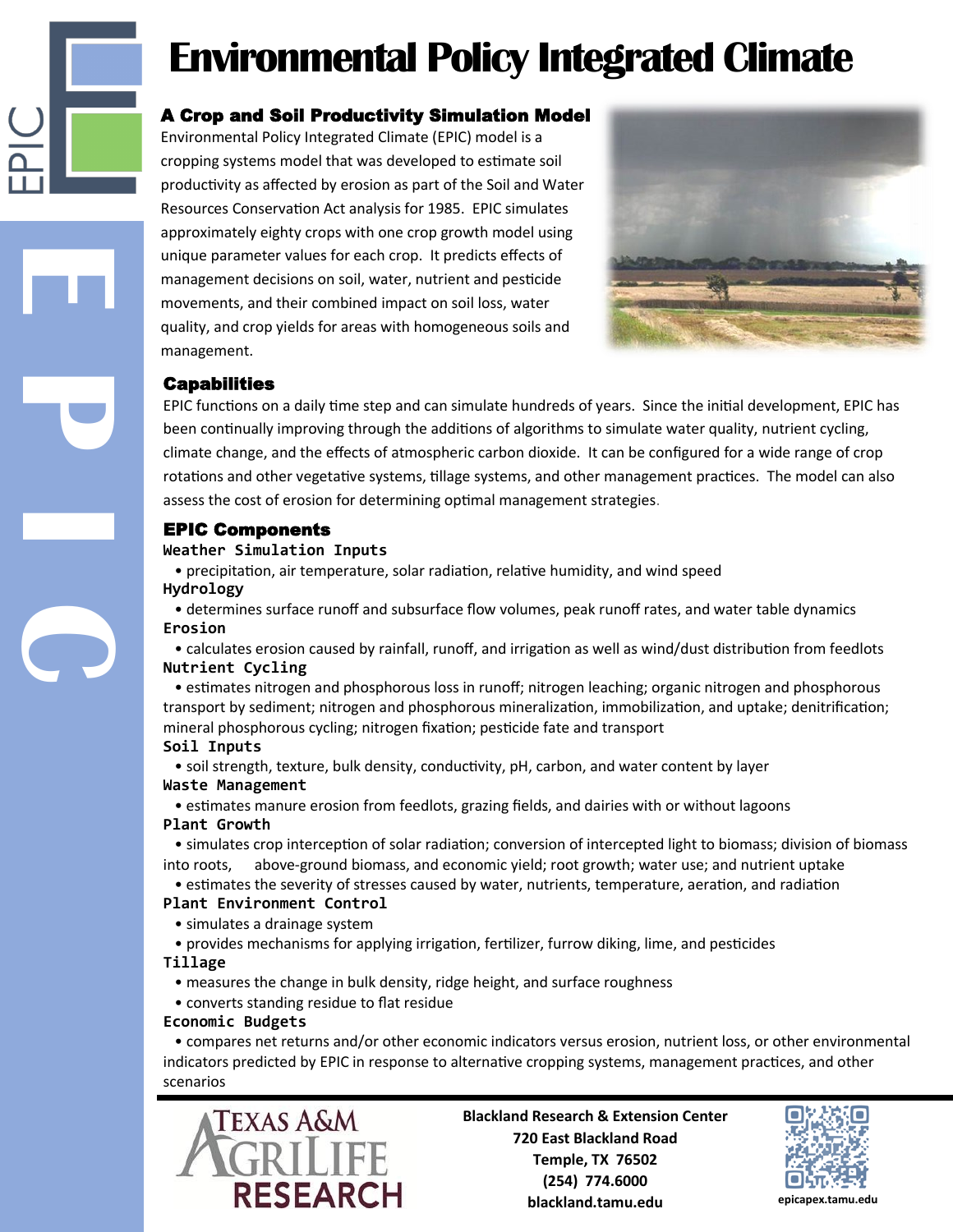# Environmental Policy Integrated Climate

## A Crop and Soil Productivity Simulation Model

Environmental Policy Integrated Climate (EPIC) model is a cropping systems model that was developed to estimate soil productivity as affected by erosion as part of the Soil and Water Resources Conservation Act analysis for 1985. EPIC simulates approximately eighty crops with one crop growth model using unique parameter values for each crop. It predicts effects of management decisions on soil, water, nutrient and pesticide movements, and their combined impact on soil loss, water quality, and crop yields for areas with homogeneous soils and management.

## Capabilities

EPIC functions on a daily time step and can simulate hundreds of years. Since the initial development, EPIC has been continually improving through the additions of algorithms to simulate water quality, nutrient cycling, climate change, and the effects of atmospheric carbon dioxide. It can be configured for a wide range of crop rotations and other vegetative systems, tillage systems, and other management practices. The model can also assess the cost of erosion for determining optimal management strategies.

## EPIC Components

**Weather Simulation Inputs**

- precipitation, air temperature, solar radiation, relative humidity, and wind speed

**Hydrology**

- determines surface runoff and subsurface flow volumes, peak runoff rates, and water table dynamics

**Erosion**

- calculates erosion caused by rainfall, runoff, and irrigation as well as wind/dust distribution from feedlots

**Nutrient Cycling**

- estimates nitrogen and phosphorous loss in runoff; nitrogen leaching; organic nitrogen and phosphorous transport by sediment; nitrogen and phosphorous mineralization, immobilization, and uptake; denitrification; mineral phosphorous cycling; nitrogen fixation; pesticide fate and transport

**Soil Inputs**

- soil strength, texture, bulk density, conductivity, pH, carbon, and water content by layer

**Waste Management**

- estimates manure erosion from feedlots, grazing fields, and dairies with or without lagoons

**Plant Growth**

- simulates crop interception of solar radiation; conversion of intercepted light to biomass; division of biomass into roots, above-ground biomass, and economic yield; root growth; water use; and nutrient uptake
- estimates the severity of stresses caused by water, nutrients, temperature, aeration, and radiation

**Plant Environment Control**

- simulates a drainage system
- provides mechanisms for applying irrigation, fertilizer, furrow diking, lime, and pesticides

**Tillage**

- measures the change in bulk density, ridge height, and surface roughness
- converts standing residue to flat residue

**Economic Budgets**

- compares net returns and/or other economic indicators versus erosion, nutrient loss, or other environmental indicators predicted by EPIC in response to alternative cropping systems, management practices, and other scenarios

Texas A&M AgriLife Research

**Blackland Research & Extension Center**
**720 East Blackland Road**
**Temple, TX 76502**
**(254) 774.6000**
**blackland.tamu.edu**

**epicapex.tamu.edu**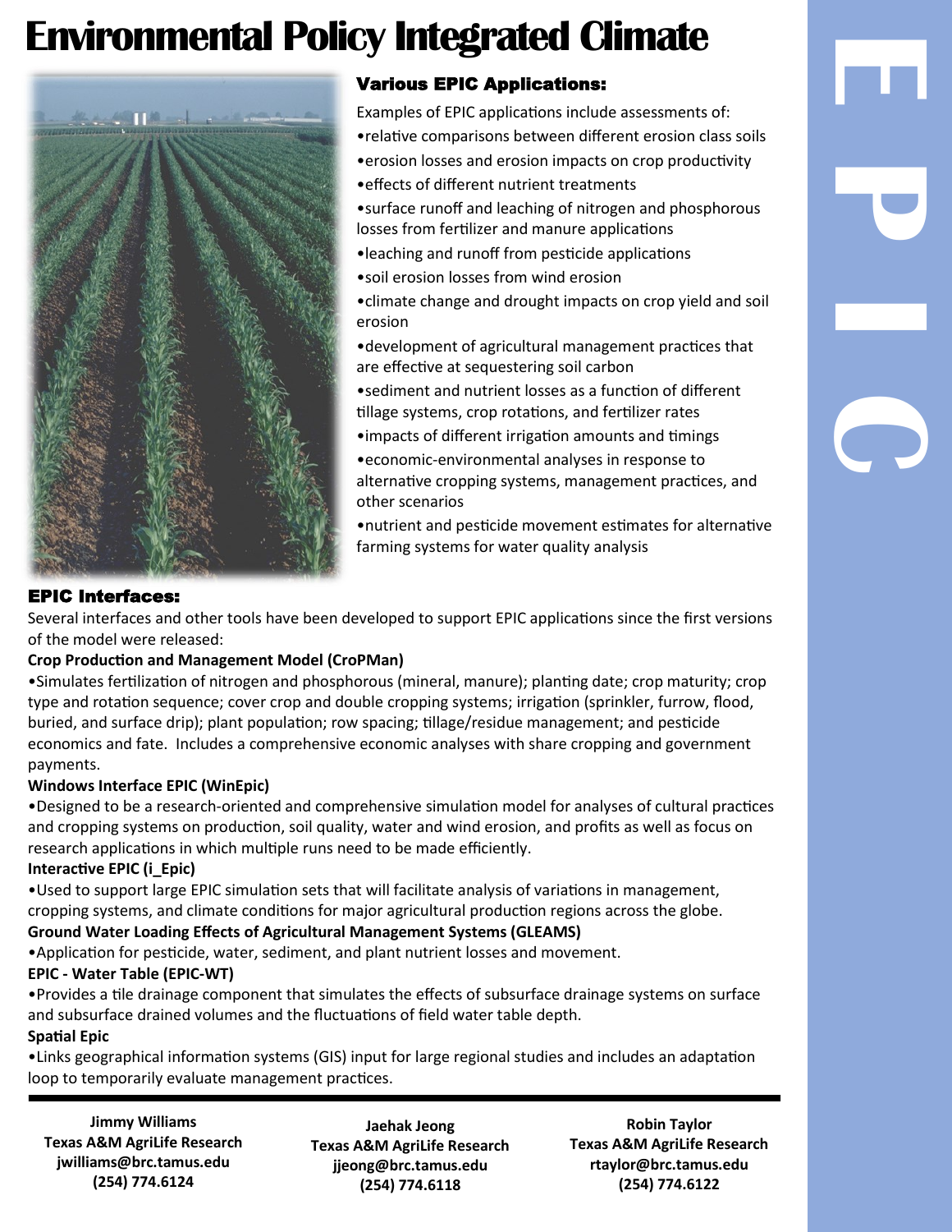# Environmental Policy Integrated Climate

E P I C

## Various EPIC Applications:

Examples of EPIC applications include assessments of:

- relative comparisons between different erosion class soils
- erosion losses and erosion impacts on crop productivity
- effects of different nutrient treatments
- surface runoff and leaching of nitrogen and phosphorous losses from fertilizer and manure applications
- leaching and runoff from pesticide applications
- soil erosion losses from wind erosion
- climate change and drought impacts on crop yield and soil erosion
- development of agricultural management practices that are effective at sequestering soil carbon
- sediment and nutrient losses as a function of different tillage systems, crop rotations, and fertilizer rates
- impacts of different irrigation amounts and timings
- economic-environmental analyses in response to alternative cropping systems, management practices, and other scenarios
- nutrient and pesticide movement estimates for alternative farming systems for water quality analysis

## EPIC Interfaces:

Several interfaces and other tools have been developed to support EPIC applications since the first versions of the model were released:

**Crop Production and Management Model (CroPMan)**

- Simulates fertilization of nitrogen and phosphorous (mineral, manure); planting date; crop maturity; crop type and rotation sequence; cover crop and double cropping systems; irrigation (sprinkler, furrow, flood, buried, and surface drip); plant population; row spacing; tillage/residue management; and pesticide economics and fate. Includes a comprehensive economic analyses with share cropping and government payments.

**Windows Interface EPIC (WinEpic)**

- Designed to be a research-oriented and comprehensive simulation model for analyses of cultural practices and cropping systems on production, soil quality, water and wind erosion, and profits as well as focus on research applications in which multiple runs need to be made efficiently.

**Interactive EPIC (i_Epic)**

- Used to support large EPIC simulation sets that will facilitate analysis of variations in management, cropping systems, and climate conditions for major agricultural production regions across the globe.

**Ground Water Loading Effects of Agricultural Management Systems (GLEAMS)**

- Application for pesticide, water, sediment, and plant nutrient losses and movement.

**EPIC - Water Table (EPIC-WT)**

- Provides a tile drainage component that simulates the effects of subsurface drainage systems on surface and subsurface drained volumes and the fluctuations of field water table depth.

**Spatial Epic**

- Links geographical information systems (GIS) input for large regional studies and includes an adaptation loop to temporarily evaluate management practices.

---

**Jimmy Williams**
**Texas A&M AgriLife Research**
**jwilliams@brc.tamus.edu**
**(254) 774.6124**

**Jaehak Jeong**
**Texas A&M AgriLife Research**
**jjeong@brc.tamus.edu**
**(254) 774.6118**

**Robin Taylor**
**Texas A&M AgriLife Research**
**rtaylor@brc.tamus.edu**
**(254) 774.6122**